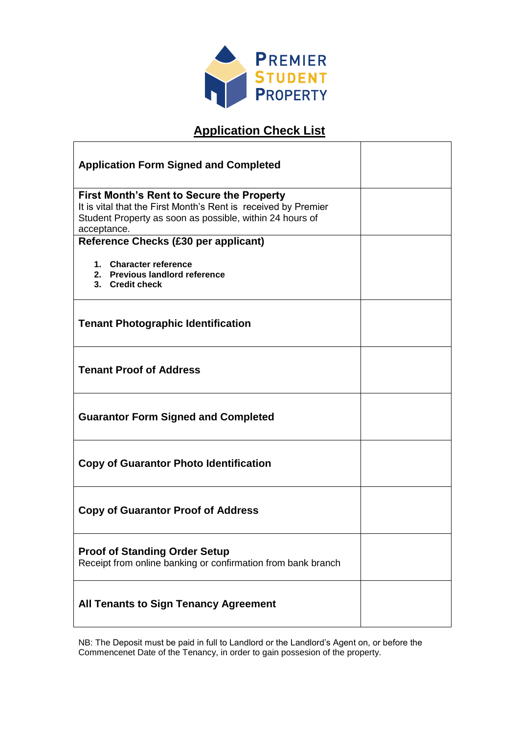PREMIER
STUDENT
PROPERTY

# Application Check List

| | |
|---|---|
| **Application Form Signed and Completed** | |
| **First Month's Rent to Secure the Property**<br>It is vital that the First Month's Rent is received by Premier Student Property as soon as possible, within 24 hours of acceptance. | |
| **Reference Checks (£30 per applicant)**<br>1. **Character reference**<br>2. **Previous landlord reference**<br>3. **Credit check** | |
| **Tenant Photographic Identification** | |
| **Tenant Proof of Address** | |
| **Guarantor Form Signed and Completed** | |
| **Copy of Guarantor Photo Identification** | |
| **Copy of Guarantor Proof of Address** | |
| **Proof of Standing Order Setup**<br>Receipt from online banking or confirmation from bank branch | |
| **All Tenants to Sign Tenancy Agreement** | |

NB: The Deposit must be paid in full to Landlord or the Landlord's Agent on, or before the Commencenet Date of the Tenancy, in order to gain possesion of the property.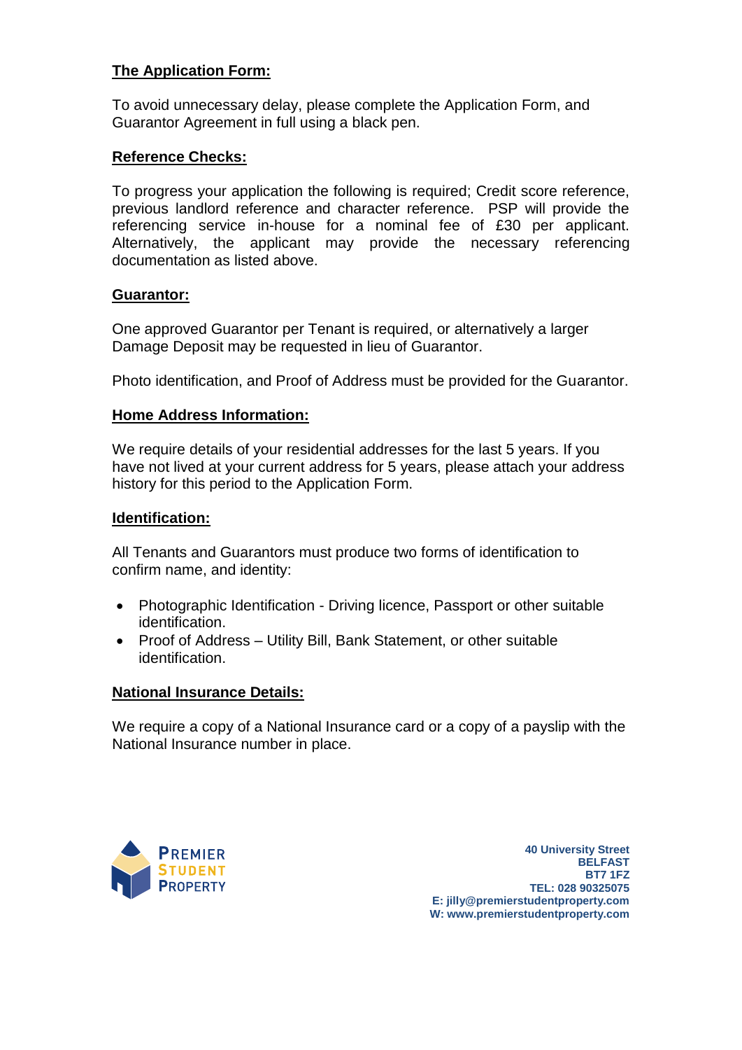**The Application Form:**

To avoid unnecessary delay, please complete the Application Form, and Guarantor Agreement in full using a black pen.

**Reference Checks:**

To progress your application the following is required; Credit score reference, previous landlord reference and character reference. PSP will provide the referencing service in-house for a nominal fee of £30 per applicant. Alternatively, the applicant may provide the necessary referencing documentation as listed above.

**Guarantor:**

One approved Guarantor per Tenant is required, or alternatively a larger Damage Deposit may be requested in lieu of Guarantor.

Photo identification, and Proof of Address must be provided for the Guarantor.

**Home Address Information:**

We require details of your residential addresses for the last 5 years. If you have not lived at your current address for 5 years, please attach your address history for this period to the Application Form.

**Identification:**

All Tenants and Guarantors must produce two forms of identification to confirm name, and identity:

- Photographic Identification - Driving licence, Passport or other suitable identification.
- Proof of Address – Utility Bill, Bank Statement, or other suitable identification.

**National Insurance Details:**

We require a copy of a National Insurance card or a copy of a payslip with the National Insurance number in place.

PREMIER STUDENT PROPERTY

**40 University Street**
**BELFAST**
**BT7 1FZ**
**TEL: 028 90325075**
**E: jilly@premierstudentproperty.com**
**W: www.premierstudentproperty.com**